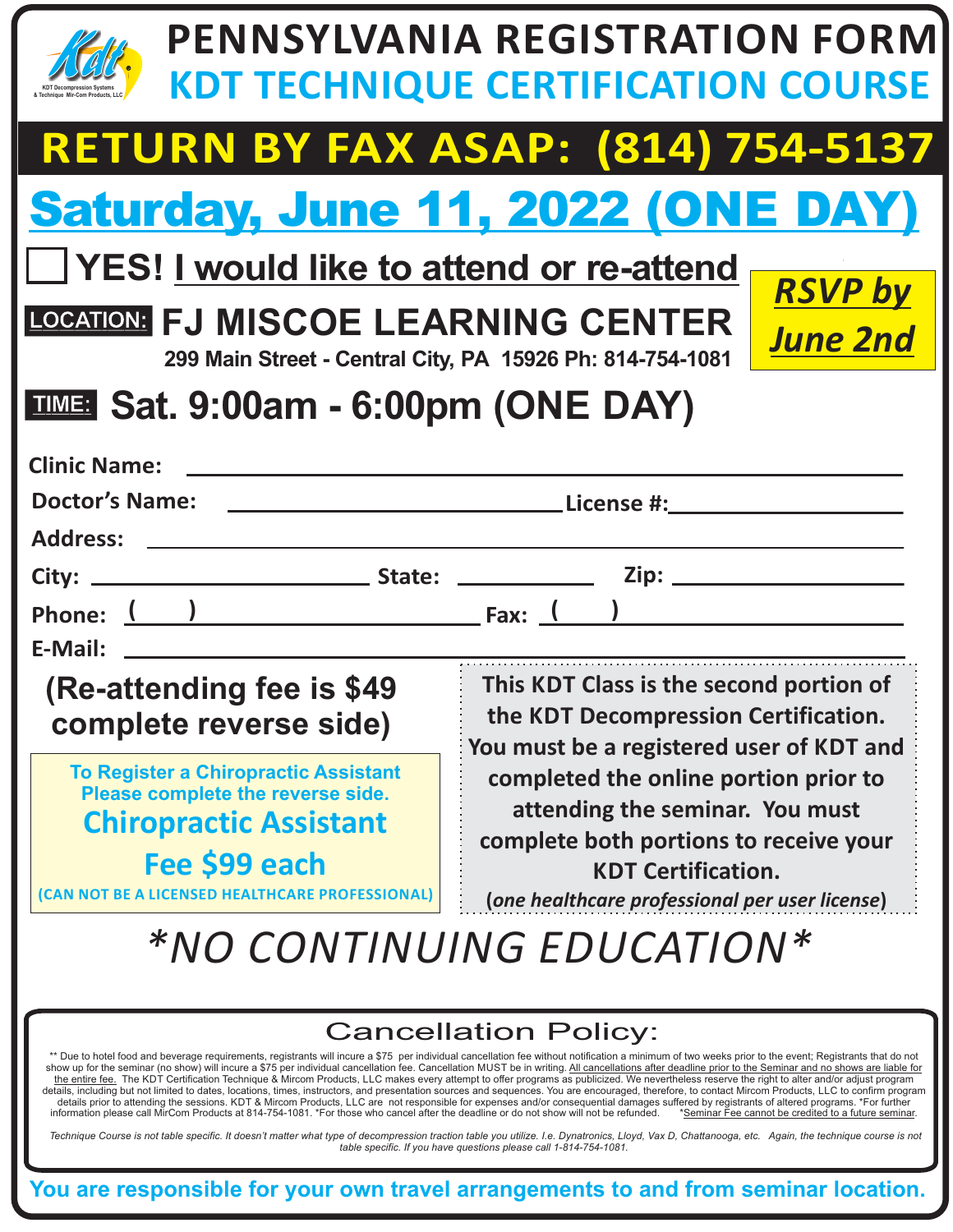KDT Decompression Systems & Technique Mir-Com Products, LLC

# PENNSYLVANIA REGISTRATION FORM

## KDT TECHNIQUE CERTIFICATION COURSE

## RETURN BY FAX ASAP: (814) 754-5137

## Saturday, June 11, 2022 (ONE DAY)

☐ **YES! I would like to attend or re-attend**

***RSVP by June 2nd***

**LOCATION: FJ MISCOE LEARNING CENTER**
299 Main Street - Central City, PA 15926 Ph: 814-754-1081

**TIME: Sat. 9:00am - 6:00pm (ONE DAY)**

**Clinic Name:** ______________________________

**Doctor's Name:** ______________________ **License #:** ______________

**Address:** ______________________________

**City:** ______________ **State:** __________ **Zip:** ______________

**Phone:** ( ) ______________ **Fax:** ( ) ______________

**E-Mail:** ______________________________

**(Re-attending fee is $49 complete reverse side)**

**To Register a Chiropractic Assistant Please complete the reverse side.**
**Chiropractic Assistant Fee $99 each**
**(CAN NOT BE A LICENSED HEALTHCARE PROFESSIONAL)**

**This KDT Class is the second portion of the KDT Decompression Certification. You must be a registered user of KDT and completed the online portion prior to attending the seminar. You must complete both portions to receive your KDT Certification.**
**(*one healthcare professional per user license*)**

## *\*NO CONTINUING EDUCATION\**

### Cancellation Policy:

** Due to hotel food and beverage requirements, registrants will incure a $75 per individual cancellation fee without notification a minimum of two weeks prior to the event; Registrants that do not show up for the seminar (no show) will incure a $75 per individual cancellation fee. Cancellation MUST be in writing. All cancellations after deadline prior to the Seminar and no shows are liable for the entire fee. The KDT Certification Technique & Mircom Products, LLC makes every attempt to offer programs as publicized. We nevertheless reserve the right to alter and/or adjust program details, including but not limited to dates, locations, times, instructors, and presentation sources and sequences. You are encouraged, therefore, to contact Mircom Products, LLC to confirm program details prior to attending the sessions. KDT & Mircom Products, LLC are not responsible for expenses and/or consequential damages suffered by registrants of altered programs. *For further information please call MirCom Products at 814-754-1081. *For those who cancel after the deadline or do not show will not be refunded. *Seminar Fee cannot be credited to a future seminar.

*Technique Course is not table specific. It doesn't matter what type of decompression traction table you utilize. I.e. Dynatronics, Lloyd, Vax D, Chattanooga, etc. Again, the technique course is not table specific. If you have questions please call 1-814-754-1081.*

**You are responsible for your own travel arrangements to and from seminar location.**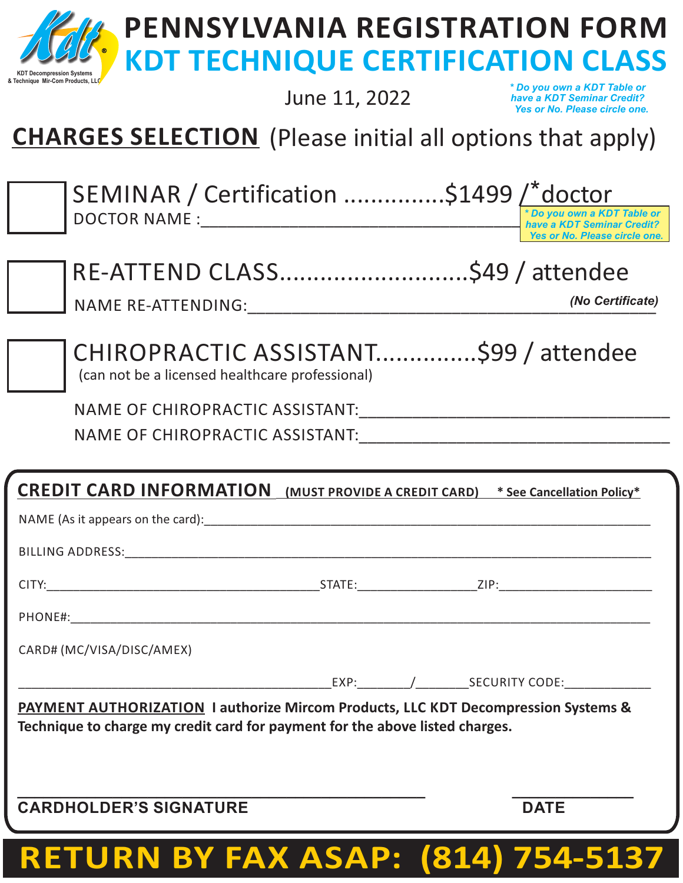KDT Decompression Systems & Technique Mir-Com Products, LLC

# PENNSYLVANIA REGISTRATION FORM

# KDT TECHNIQUE CERTIFICATION CLASS

June 11, 2022

*\* Do you own a KDT Table or have a KDT Seminar Credit? Yes or No. Please circle one.*

## CHARGES SELECTION (Please initial all options that apply)

☐ SEMINAR / Certification ...............$1499 /*doctor

DOCTOR NAME :________________________________

*\* Do you own a KDT Table or have a KDT Seminar Credit? Yes or No. Please circle one.*

☐ RE-ATTEND CLASS............................$49 / attendee

NAME RE-ATTENDING:________________________________ *(No Certificate)*

☐ CHIROPRACTIC ASSISTANT...............$99 / attendee

(can not be a licensed healthcare professional)

NAME OF CHIROPRACTIC ASSISTANT:________________________________

NAME OF CHIROPRACTIC ASSISTANT:________________________________

## CREDIT CARD INFORMATION (MUST PROVIDE A CREDIT CARD) * See Cancellation Policy*

NAME (As it appears on the card):________________________________

BILLING ADDRESS:________________________________

CITY:____________________ STATE:____________ ZIP:____________

PHONE#:________________________________

CARD# (MC/VISA/DISC/AMEX)

________________________________ EXP:_______/_______ SECURITY CODE:____________

**PAYMENT AUTHORIZATION** **I authorize Mircom Products, LLC KDT Decompression Systems & Technique to charge my credit card for payment for the above listed charges.**

________________________________ ____________

**CARDHOLDER'S SIGNATURE** **DATE**

# RETURN BY FAX ASAP: (814) 754-5137